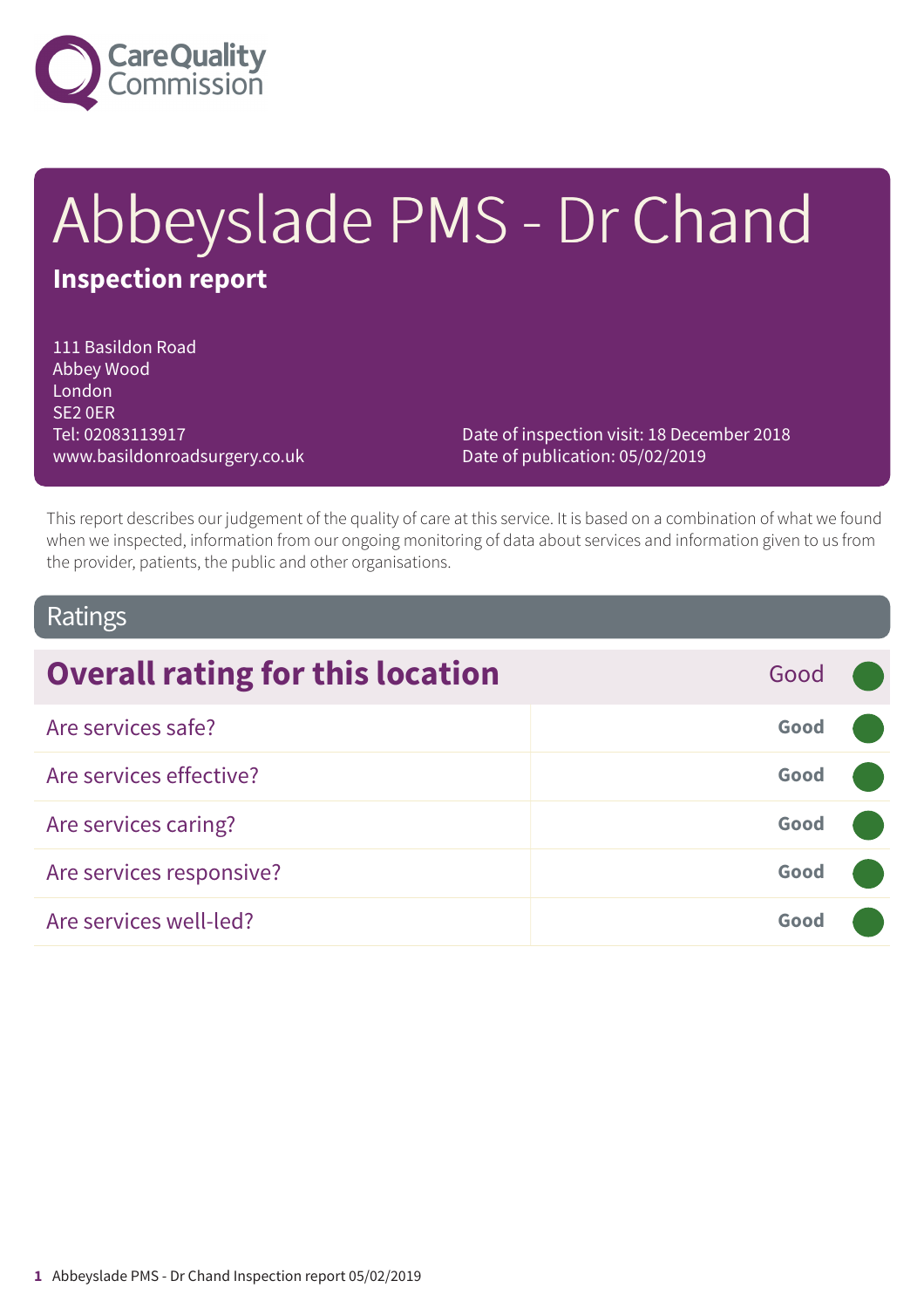Care Quality Commission

# Abbeyslade PMS - Dr Chand

**Inspection report**

111 Basildon Road
Abbey Wood
London
SE2 0ER
Tel: 02083113917
www.basildonroadsurgery.co.uk

Date of inspection visit: 18 December 2018
Date of publication: 05/02/2019

This report describes our judgement of the quality of care at this service. It is based on a combination of what we found when we inspected, information from our ongoing monitoring of data about services and information given to us from the provider, patients, the public and other organisations.

## Ratings

| Overall rating for this location | Good |
| --- | --- |
| Are services safe? | Good |
| Are services effective? | Good |
| Are services caring? | Good |
| Are services responsive? | Good |
| Are services well-led? | Good |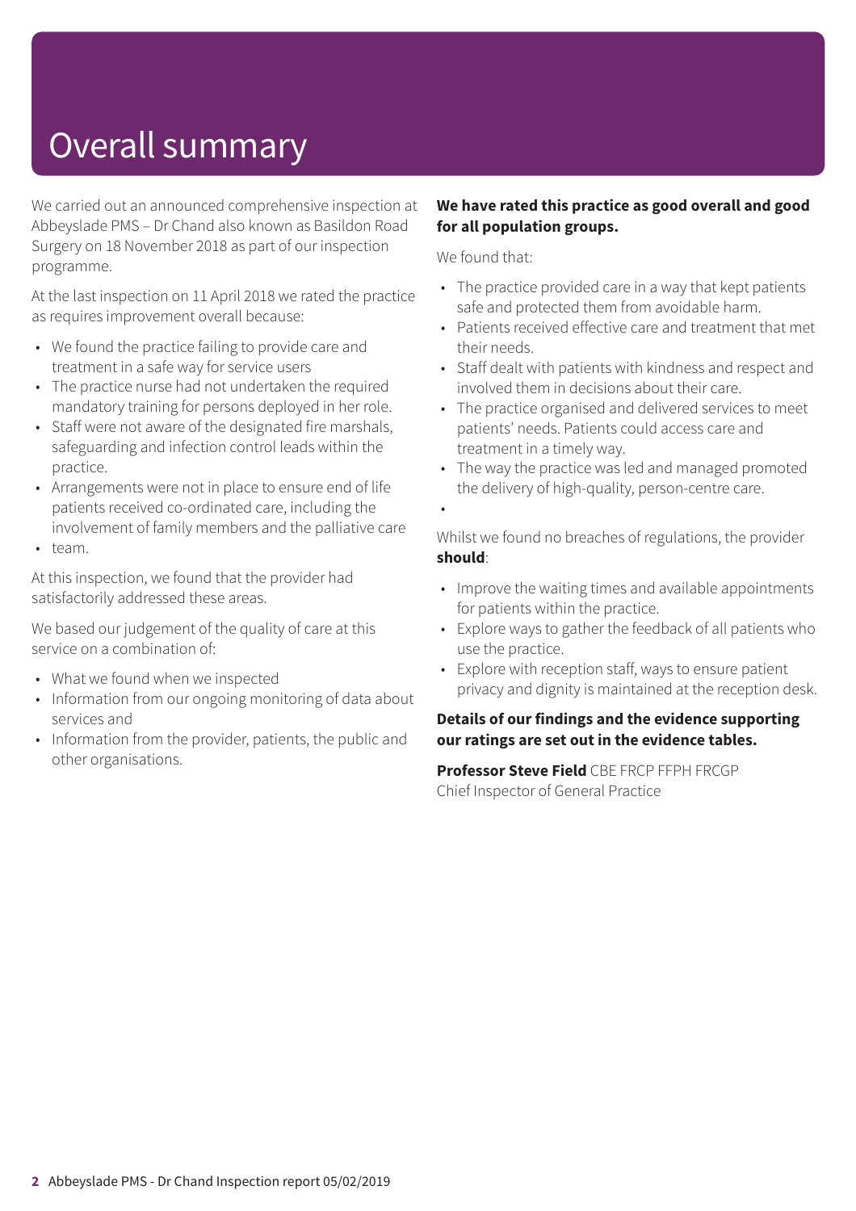# Overall summary

We carried out an announced comprehensive inspection at Abbeyslade PMS – Dr Chand also known as Basildon Road Surgery on 18 November 2018 as part of our inspection programme.

At the last inspection on 11 April 2018 we rated the practice as requires improvement overall because:

- We found the practice failing to provide care and treatment in a safe way for service users
- The practice nurse had not undertaken the required mandatory training for persons deployed in her role.
- Staff were not aware of the designated fire marshals, safeguarding and infection control leads within the practice.
- Arrangements were not in place to ensure end of life patients received co-ordinated care, including the involvement of family members and the palliative care
- team.

At this inspection, we found that the provider had satisfactorily addressed these areas.

We based our judgement of the quality of care at this service on a combination of:

- What we found when we inspected
- Information from our ongoing monitoring of data about services and
- Information from the provider, patients, the public and other organisations.

**We have rated this practice as good overall and good for all population groups.**

We found that:

- The practice provided care in a way that kept patients safe and protected them from avoidable harm.
- Patients received effective care and treatment that met their needs.
- Staff dealt with patients with kindness and respect and involved them in decisions about their care.
- The practice organised and delivered services to meet patients' needs. Patients could access care and treatment in a timely way.
- The way the practice was led and managed promoted the delivery of high-quality, person-centre care.

Whilst we found no breaches of regulations, the provider **should**:

- Improve the waiting times and available appointments for patients within the practice.
- Explore ways to gather the feedback of all patients who use the practice.
- Explore with reception staff, ways to ensure patient privacy and dignity is maintained at the reception desk.

**Details of our findings and the evidence supporting our ratings are set out in the evidence tables.**

**Professor Steve Field** CBE FRCP FFPH FRCGP
Chief Inspector of General Practice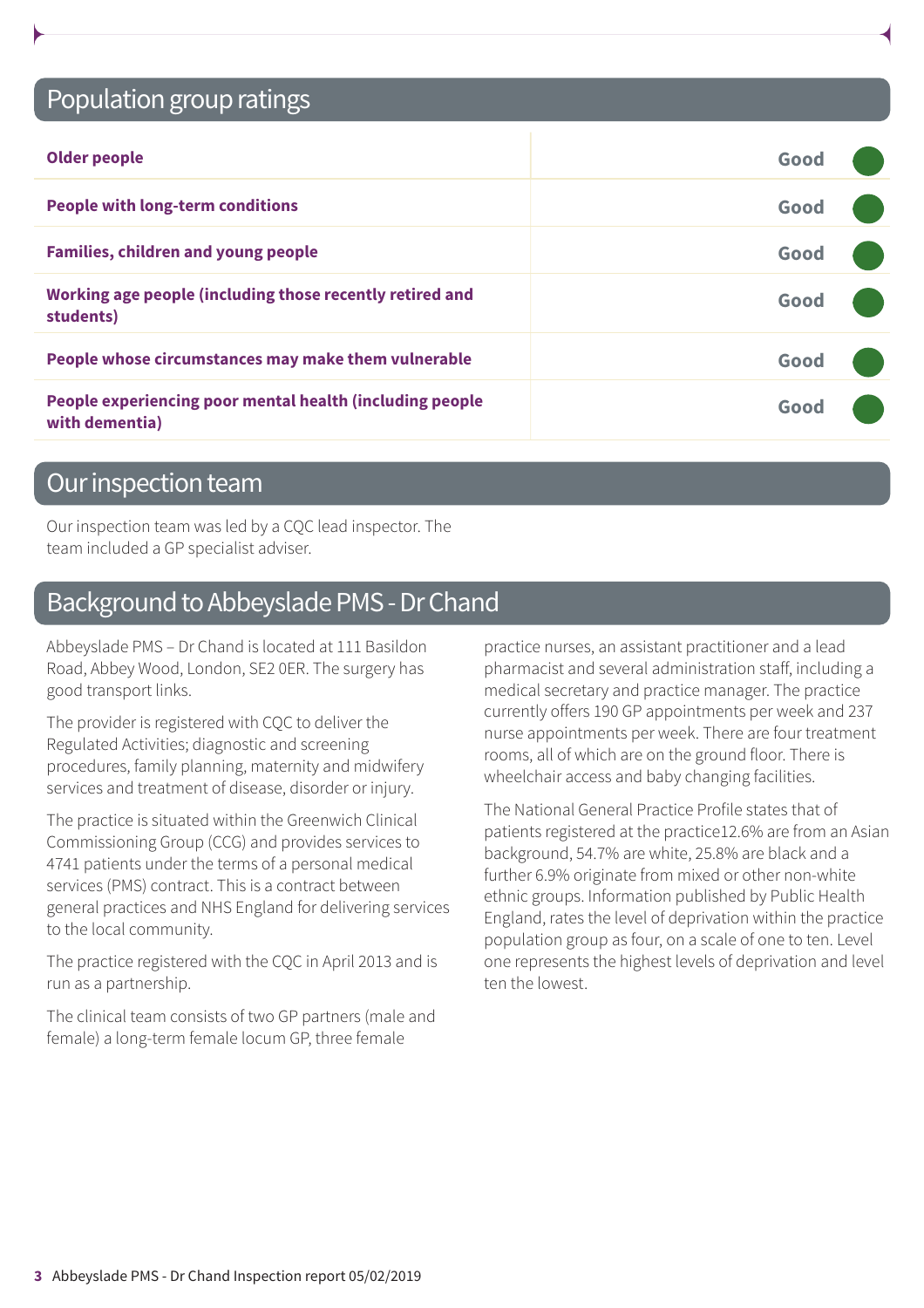## Population group ratings

| | |
|---|---|
| **Older people** | Good |
| **People with long-term conditions** | Good |
| **Families, children and young people** | Good |
| **Working age people (including those recently retired and students)** | Good |
| **People whose circumstances may make them vulnerable** | Good |
| **People experiencing poor mental health (including people with dementia)** | Good |

## Our inspection team

Our inspection team was led by a CQC lead inspector. The team included a GP specialist adviser.

## Background to Abbeyslade PMS - Dr Chand

Abbeyslade PMS – Dr Chand is located at 111 Basildon Road, Abbey Wood, London, SE2 0ER. The surgery has good transport links.

The provider is registered with CQC to deliver the Regulated Activities; diagnostic and screening procedures, family planning, maternity and midwifery services and treatment of disease, disorder or injury.

The practice is situated within the Greenwich Clinical Commissioning Group (CCG) and provides services to 4741 patients under the terms of a personal medical services (PMS) contract. This is a contract between general practices and NHS England for delivering services to the local community.

The practice registered with the CQC in April 2013 and is run as a partnership.

The clinical team consists of two GP partners (male and female) a long-term female locum GP, three female practice nurses, an assistant practitioner and a lead pharmacist and several administration staff, including a medical secretary and practice manager. The practice currently offers 190 GP appointments per week and 237 nurse appointments per week. There are four treatment rooms, all of which are on the ground floor. There is wheelchair access and baby changing facilities.

The National General Practice Profile states that of patients registered at the practice12.6% are from an Asian background, 54.7% are white, 25.8% are black and a further 6.9% originate from mixed or other non-white ethnic groups. Information published by Public Health England, rates the level of deprivation within the practice population group as four, on a scale of one to ten. Level one represents the highest levels of deprivation and level ten the lowest.